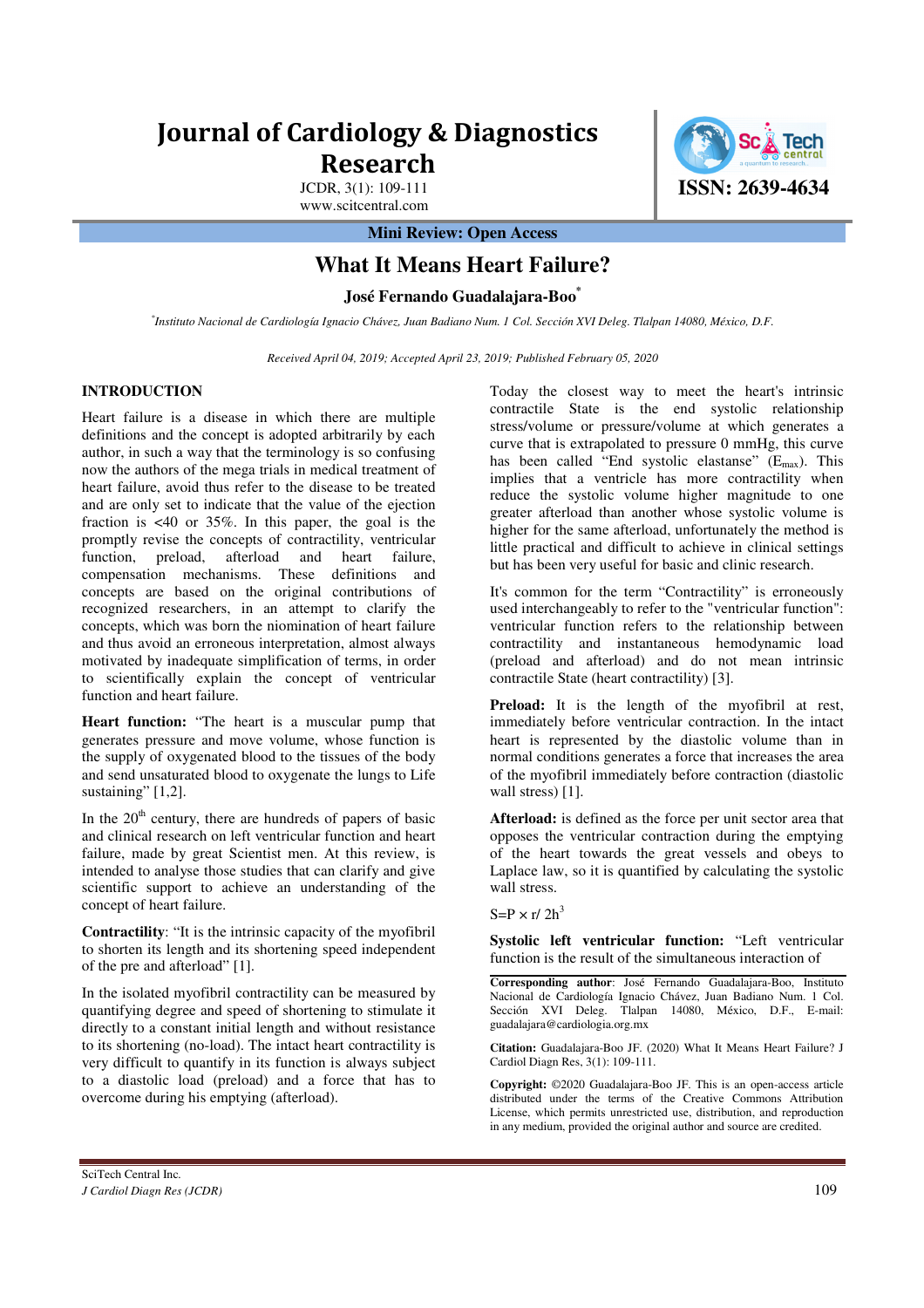# Journal of Cardiology & Diagnostics Research

JCDR, 3(1): 109-111
www.scitcentral.com

ISSN: 2639-4634

**Mini Review: Open Access**

## What It Means Heart Failure?

**José Fernando Guadalajara-Boo***

*Instituto Nacional de Cardiología Ignacio Chávez, Juan Badiano Num. 1 Col. Sección XVI Deleg. Tlalpan 14080, México, D.F.*

*Received April 04, 2019; Accepted April 23, 2019; Published February 05, 2020*

### INTRODUCTION

Heart failure is a disease in which there are multiple definitions and the concept is adopted arbitrarily by each author, in such a way that the terminology is so confusing now the authors of the mega trials in medical treatment of heart failure, avoid thus refer to the disease to be treated and are only set to indicate that the value of the ejection fraction is <40 or 35%. In this paper, the goal is the promptly revise the concepts of contractility, ventricular function, preload, afterload and heart failure, compensation mechanisms. These definitions and concepts are based on the original contributions of recognized researchers, in an attempt to clarify the concepts, which was born the niomination of heart failure and thus avoid an erroneous interpretation, almost always motivated by inadequate simplification of terms, in order to scientifically explain the concept of ventricular function and heart failure.

**Heart function:** "The heart is a muscular pump that generates pressure and move volume, whose function is the supply of oxygenated blood to the tissues of the body and send unsaturated blood to oxygenate the lungs to Life sustaining" [1,2].

In the 20th century, there are hundreds of papers of basic and clinical research on left ventricular function and heart failure, made by great Scientist men. At this review, is intended to analyse those studies that can clarify and give scientific support to achieve an understanding of the concept of heart failure.

**Contractility**: "It is the intrinsic capacity of the myofibril to shorten its length and its shortening speed independent of the pre and afterload" [1].

In the isolated myofibril contractility can be measured by quantifying degree and speed of shortening to stimulate it directly to a constant initial length and without resistance to its shortening (no-load). The intact heart contractility is very difficult to quantify in its function is always subject to a diastolic load (preload) and a force that has to overcome during his emptying (afterload).

Today the closest way to meet the heart's intrinsic contractile State is the end systolic relationship stress/volume or pressure/volume at which generates a curve that is extrapolated to pressure 0 mmHg, this curve has been called "End systolic elastanse" ($E_{max}$). This implies that a ventricle has more contractility when reduce the systolic volume higher magnitude to one greater afterload than another whose systolic volume is higher for the same afterload, unfortunately the method is little practical and difficult to achieve in clinical settings but has been very useful for basic and clinic research.

It's common for the term "Contractility" is erroneously used interchangeably to refer to the "ventricular function": ventricular function refers to the relationship between contractility and instantaneous hemodynamic load (preload and afterload) and do not mean intrinsic contractile State (heart contractility) [3].

**Preload:** It is the length of the myofibril at rest, immediately before ventricular contraction. In the intact heart is represented by the diastolic volume than in normal conditions generates a force that increases the area of the myofibril immediately before contraction (diastolic wall stress) [1].

**Afterload:** is defined as the force per unit sector area that opposes the ventricular contraction during the emptying of the heart towards the great vessels and obeys to Laplace law, so it is quantified by calculating the systolic wall stress.

$$S = P \times r / 2h^3$$

**Systolic left ventricular function:** "Left ventricular function is the result of the simultaneous interaction of

**Corresponding author**: José Fernando Guadalajara-Boo, Instituto Nacional de Cardiología Ignacio Chávez, Juan Badiano Num. 1 Col. Sección XVI Deleg. Tlalpan 14080, México, D.F., E-mail: guadalajara@cardiologia.org.mx

**Citation:** Guadalajara-Boo JF. (2020) What It Means Heart Failure? J Cardiol Diagn Res, 3(1): 109-111.

**Copyright:** ©2020 Guadalajara-Boo JF. This is an open-access article distributed under the terms of the Creative Commons Attribution License, which permits unrestricted use, distribution, and reproduction in any medium, provided the original author and source are credited.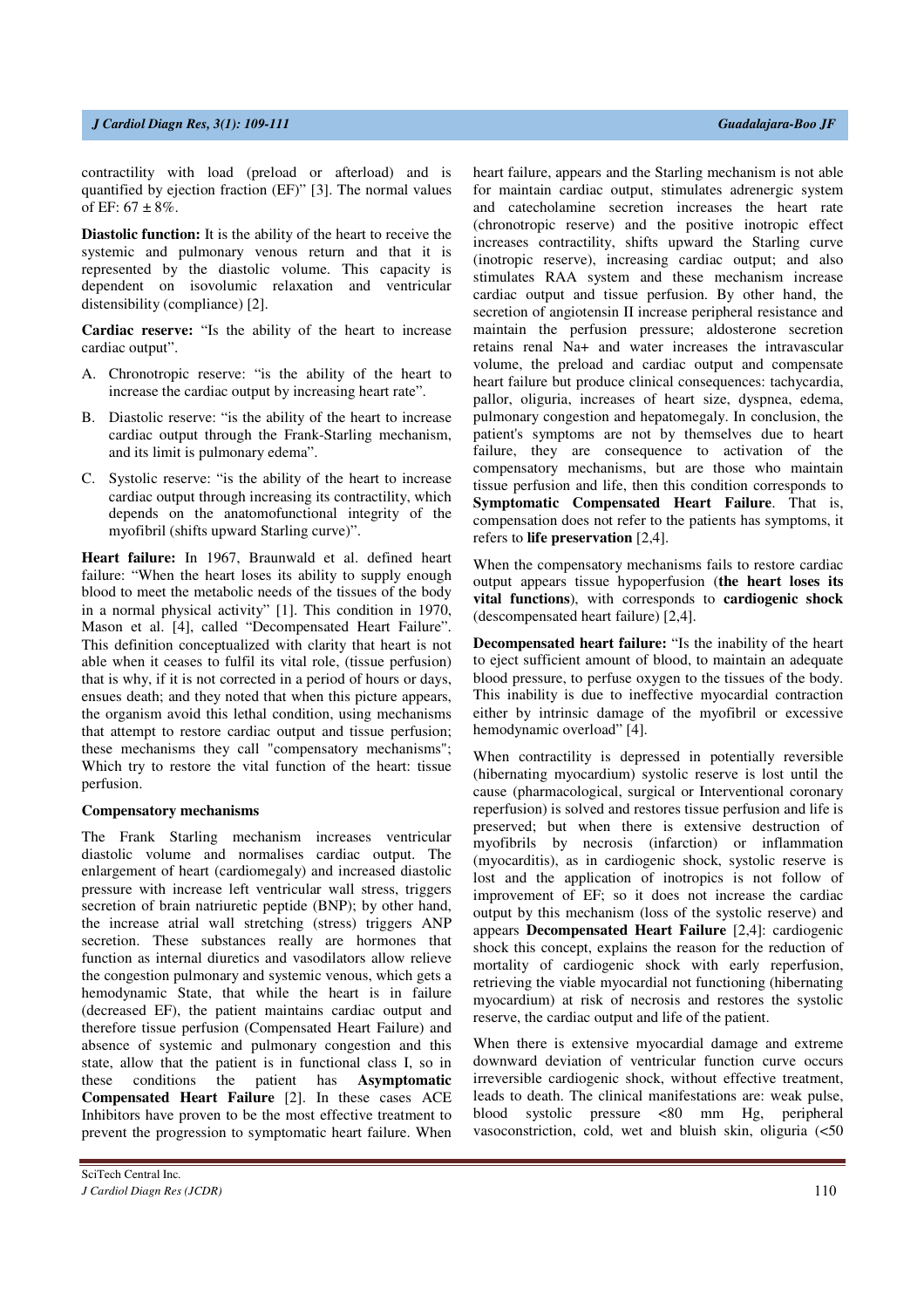contractility with load (preload or afterload) and is quantified by ejection fraction (EF)" [3]. The normal values of EF: 67 ± 8%.

**Diastolic function:** It is the ability of the heart to receive the systemic and pulmonary venous return and that it is represented by the diastolic volume. This capacity is dependent on isovolumic relaxation and ventricular distensibility (compliance) [2].

**Cardiac reserve:** "Is the ability of the heart to increase cardiac output".

A. Chronotropic reserve: "is the ability of the heart to increase the cardiac output by increasing heart rate".

B. Diastolic reserve: "is the ability of the heart to increase cardiac output through the Frank-Starling mechanism, and its limit is pulmonary edema".

C. Systolic reserve: "is the ability of the heart to increase cardiac output through increasing its contractility, which depends on the anatomofunctional integrity of the myofibril (shifts upward Starling curve)".

**Heart failure:** In 1967, Braunwald et al. defined heart failure: "When the heart loses its ability to supply enough blood to meet the metabolic needs of the tissues of the body in a normal physical activity" [1]. This condition in 1970, Mason et al. [4], called "Decompensated Heart Failure". This definition conceptualized with clarity that heart is not able when it ceases to fulfil its vital role, (tissue perfusion) that is why, if it is not corrected in a period of hours or days, ensues death; and they noted that when this picture appears, the organism avoid this lethal condition, using mechanisms that attempt to restore cardiac output and tissue perfusion; these mechanisms they call "compensatory mechanisms"; Which try to restore the vital function of the heart: tissue perfusion.

**Compensatory mechanisms**

The Frank Starling mechanism increases ventricular diastolic volume and normalises cardiac output. The enlargement of heart (cardiomegaly) and increased diastolic pressure with increase left ventricular wall stress, triggers secretion of brain natriuretic peptide (BNP); by other hand, the increase atrial wall stretching (stress) triggers ANP secretion. These substances really are hormones that function as internal diuretics and vasodilators allow relieve the congestion pulmonary and systemic venous, which gets a hemodynamic State, that while the heart is in failure (decreased EF), the patient maintains cardiac output and therefore tissue perfusion (Compensated Heart Failure) and absence of systemic and pulmonary congestion and this state, allow that the patient is in functional class I, so in these conditions the patient has **Asymptomatic Compensated Heart Failure** [2]. In these cases ACE Inhibitors have proven to be the most effective treatment to prevent the progression to symptomatic heart failure. When heart failure, appears and the Starling mechanism is not able for maintain cardiac output, stimulates adrenergic system and catecholamine secretion increases the heart rate (chronotropic reserve) and the positive inotropic effect increases contractility, shifts upward the Starling curve (inotropic reserve), increasing cardiac output; and also stimulates RAA system and these mechanism increase cardiac output and tissue perfusion. By other hand, the secretion of angiotensin II increase peripheral resistance and maintain the perfusion pressure; aldosterone secretion retains renal Na+ and water increases the intravascular volume, the preload and cardiac output and compensate heart failure but produce clinical consequences: tachycardia, pallor, oliguria, increases of heart size, dyspnea, edema, pulmonary congestion and hepatomegaly. In conclusion, the patient's symptoms are not by themselves due to heart failure, they are consequence to activation of the compensatory mechanisms, but are those who maintain tissue perfusion and life, then this condition corresponds to **Symptomatic Compensated Heart Failure**. That is, compensation does not refer to the patients has symptoms, it refers to **life preservation** [2,4].

When the compensatory mechanisms fails to restore cardiac output appears tissue hypoperfusion (**the heart loses its vital functions**), with corresponds to **cardiogenic shock** (descompensated heart failure) [2,4].

**Decompensated heart failure:** "Is the inability of the heart to eject sufficient amount of blood, to maintain an adequate blood pressure, to perfuse oxygen to the tissues of the body. This inability is due to ineffective myocardial contraction either by intrinsic damage of the myofibril or excessive hemodynamic overload" [4].

When contractility is depressed in potentially reversible (hibernating myocardium) systolic reserve is lost until the cause (pharmacological, surgical or Interventional coronary reperfusion) is solved and restores tissue perfusion and life is preserved; but when there is extensive destruction of myofibrils by necrosis (infarction) or inflammation (myocarditis), as in cardiogenic shock, systolic reserve is lost and the application of inotropics is not follow of improvement of EF; so it does not increase the cardiac output by this mechanism (loss of the systolic reserve) and appears **Decompensated Heart Failure** [2,4]: cardiogenic shock this concept, explains the reason for the reduction of mortality of cardiogenic shock with early reperfusion, retrieving the viable myocardial not functioning (hibernating myocardium) at risk of necrosis and restores the systolic reserve, the cardiac output and life of the patient.

When there is extensive myocardial damage and extreme downward deviation of ventricular function curve occurs irreversible cardiogenic shock, without effective treatment, leads to death. The clinical manifestations are: weak pulse, blood systolic pressure <80 mm Hg, peripheral vasoconstriction, cold, wet and bluish skin, oliguria (<50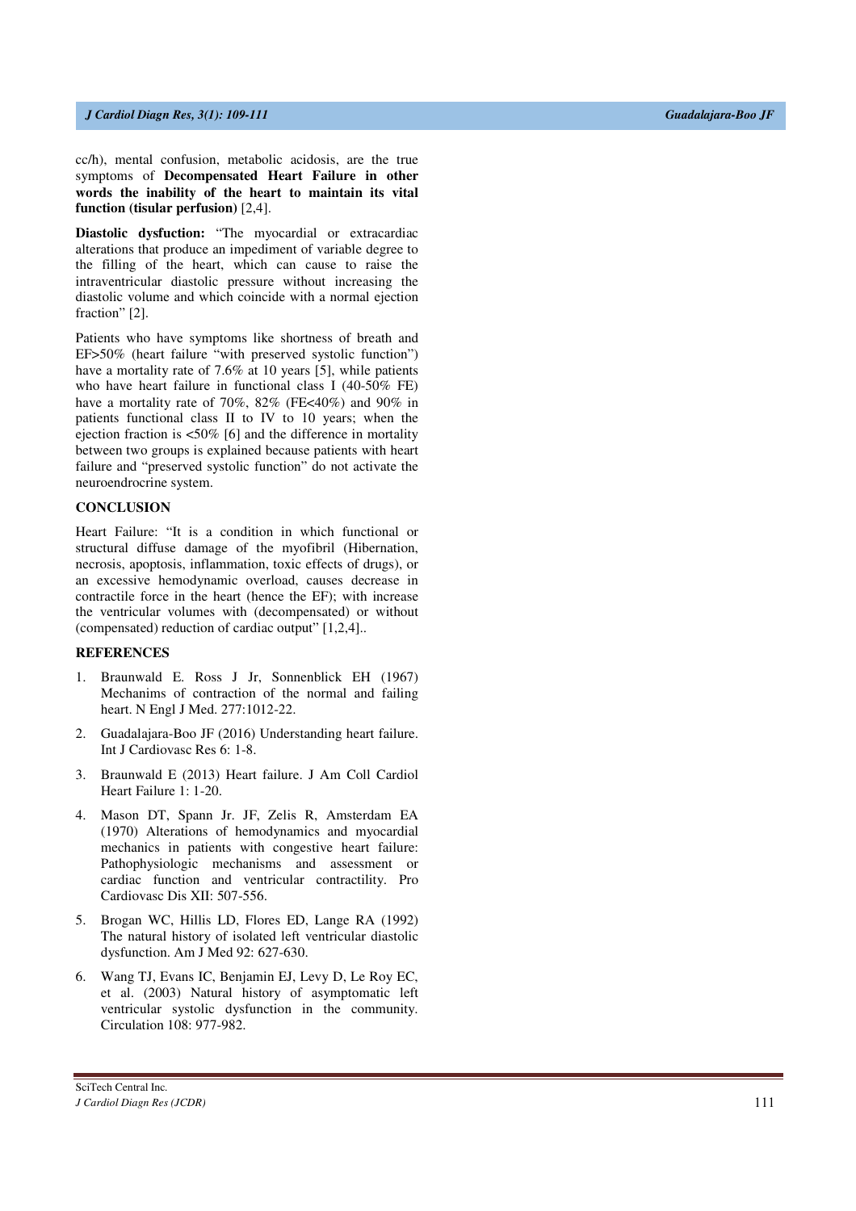cc/h), mental confusion, metabolic acidosis, are the true symptoms of **Decompensated Heart Failure in other words the inability of the heart to maintain its vital function (tisular perfusion)** [2,4].

**Diastolic dysfuction:** "The myocardial or extracardiac alterations that produce an impediment of variable degree to the filling of the heart, which can cause to raise the intraventricular diastolic pressure without increasing the diastolic volume and which coincide with a normal ejection fraction" [2].

Patients who have symptoms like shortness of breath and EF>50% (heart failure "with preserved systolic function") have a mortality rate of 7.6% at 10 years [5], while patients who have heart failure in functional class I (40-50% FE) have a mortality rate of 70%, 82% (FE<40%) and 90% in patients functional class II to IV to 10 years; when the ejection fraction is <50% [6] and the difference in mortality between two groups is explained because patients with heart failure and "preserved systolic function" do not activate the neuroendrocrine system.

## CONCLUSION

Heart Failure: "It is a condition in which functional or structural diffuse damage of the myofibril (Hibernation, necrosis, apoptosis, inflammation, toxic effects of drugs), or an excessive hemodynamic overload, causes decrease in contractile force in the heart (hence the EF); with increase the ventricular volumes with (decompensated) or without (compensated) reduction of cardiac output" [1,2,4]..

## REFERENCES

1. Braunwald E. Ross J Jr, Sonnenblick EH (1967) Mechanims of contraction of the normal and failing heart. N Engl J Med. 277:1012-22.
2. Guadalajara-Boo JF (2016) Understanding heart failure. Int J Cardiovasc Res 6: 1-8.
3. Braunwald E (2013) Heart failure. J Am Coll Cardiol Heart Failure 1: 1-20.
4. Mason DT, Spann Jr. JF, Zelis R, Amsterdam EA (1970) Alterations of hemodynamics and myocardial mechanics in patients with congestive heart failure: Pathophysiologic mechanisms and assessment or cardiac function and ventricular contractility. Pro Cardiovasc Dis XII: 507-556.
5. Brogan WC, Hillis LD, Flores ED, Lange RA (1992) The natural history of isolated left ventricular diastolic dysfunction. Am J Med 92: 627-630.
6. Wang TJ, Evans IC, Benjamin EJ, Levy D, Le Roy EC, et al. (2003) Natural history of asymptomatic left ventricular systolic dysfunction in the community. Circulation 108: 977-982.